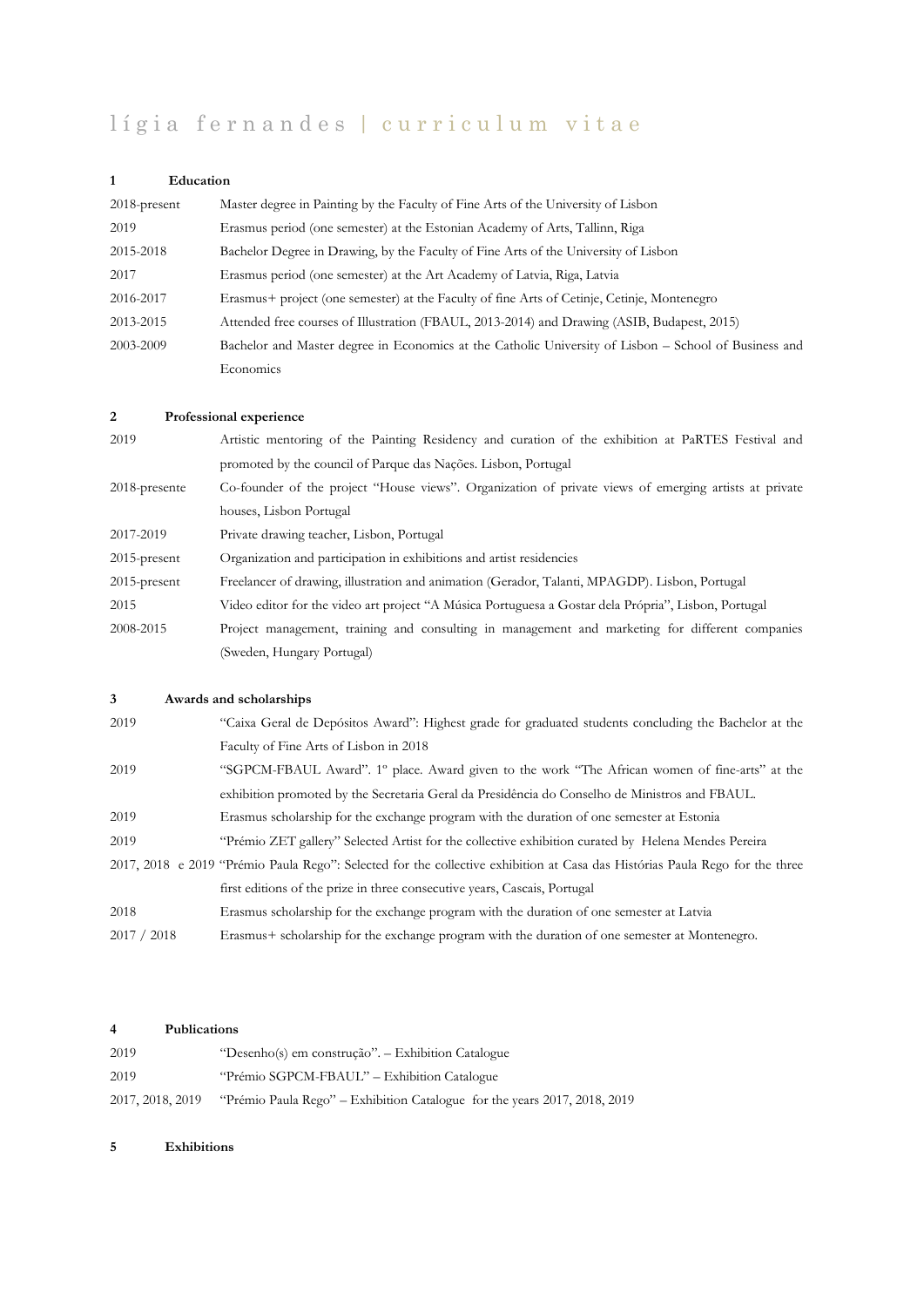# lígia fernandes | curriculum vitae

## 1 Education

| | |
|---|---|
| 2018-present | Master degree in Painting by the Faculty of Fine Arts of the University of Lisbon |
| 2019 | Erasmus period (one semester) at the Estonian Academy of Arts, Tallinn, Riga |
| 2015-2018 | Bachelor Degree in Drawing, by the Faculty of Fine Arts of the University of Lisbon |
| 2017 | Erasmus period (one semester) at the Art Academy of Latvia, Riga, Latvia |
| 2016-2017 | Erasmus+ project (one semester) at the Faculty of fine Arts of Cetinje, Cetinje, Montenegro |
| 2013-2015 | Attended free courses of Illustration (FBAUL, 2013-2014) and Drawing (ASIB, Budapest, 2015) |
| 2003-2009 | Bachelor and Master degree in Economics at the Catholic University of Lisbon – School of Business and Economics |

## 2 Professional experience

| | |
|---|---|
| 2019 | Artistic mentoring of the Painting Residency and curation of the exhibition at PaRTES Festival and promoted by the council of Parque das Nações. Lisbon, Portugal |
| 2018-presente | Co-founder of the project "House views". Organization of private views of emerging artists at private houses, Lisbon Portugal |
| 2017-2019 | Private drawing teacher, Lisbon, Portugal |
| 2015-present | Organization and participation in exhibitions and artist residencies |
| 2015-present | Freelancer of drawing, illustration and animation (Gerador, Talanti, MPAGDP). Lisbon, Portugal |
| 2015 | Video editor for the video art project "A Música Portuguesa a Gostar dela Própria", Lisbon, Portugal |
| 2008-2015 | Project management, training and consulting in management and marketing for different companies (Sweden, Hungary Portugal) |

## 3 Awards and scholarships

| | |
|---|---|
| 2019 | "Caixa Geral de Depósitos Award": Highest grade for graduated students concluding the Bachelor at the Faculty of Fine Arts of Lisbon in 2018 |
| 2019 | "SGPCM-FBAUL Award". 1º place. Award given to the work "The African women of fine-arts" at the exhibition promoted by the Secretaria Geral da Presidência do Conselho de Ministros and FBAUL. |
| 2019 | Erasmus scholarship for the exchange program with the duration of one semester at Estonia |
| 2019 | "Prémio ZET gallery" Selected Artist for the collective exhibition curated by Helena Mendes Pereira |
| 2017, 2018 e 2019 | "Prémio Paula Rego": Selected for the collective exhibition at Casa das Histórias Paula Rego for the three first editions of the prize in three consecutive years, Cascais, Portugal |
| 2018 | Erasmus scholarship for the exchange program with the duration of one semester at Latvia |
| 2017 / 2018 | Erasmus+ scholarship for the exchange program with the duration of one semester at Montenegro. |

## 4 Publications

| | |
|---|---|
| 2019 | "Desenho(s) em construção". – Exhibition Catalogue |
| 2019 | "Prémio SGPCM-FBAUL" – Exhibition Catalogue |
| 2017, 2018, 2019 | "Prémio Paula Rego" – Exhibition Catalogue for the years 2017, 2018, 2019 |

## 5 Exhibitions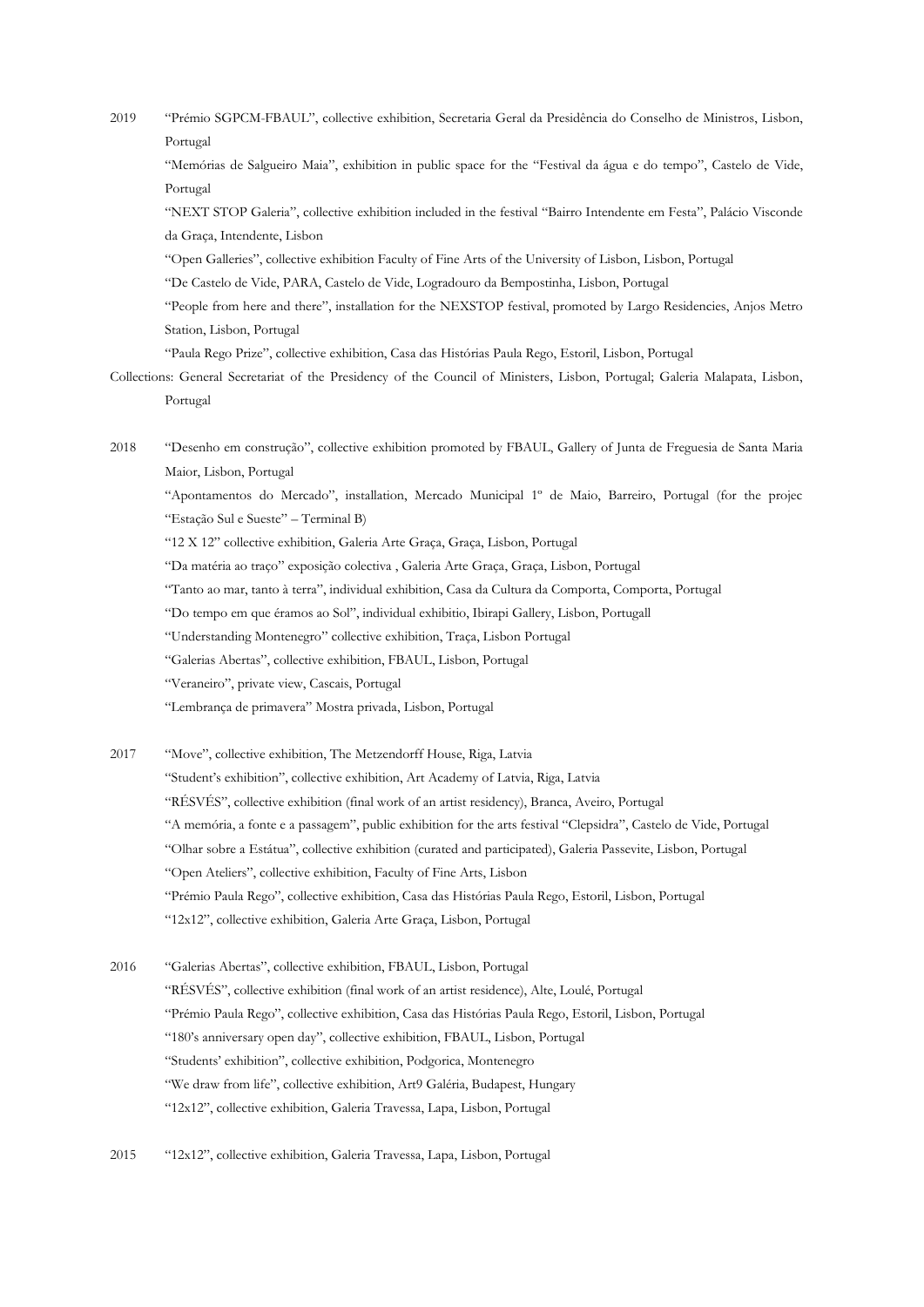2019 "Prémio SGPCM-FBAUL", collective exhibition, Secretaria Geral da Presidência do Conselho de Ministros, Lisbon, Portugal

"Memórias de Salgueiro Maia", exhibition in public space for the "Festival da água e do tempo", Castelo de Vide, Portugal

"NEXT STOP Galeria", collective exhibition included in the festival "Bairro Intendente em Festa", Palácio Visconde da Graça, Intendente, Lisbon

"Open Galleries", collective exhibition Faculty of Fine Arts of the University of Lisbon, Lisbon, Portugal

"De Castelo de Vide, PARA, Castelo de Vide, Logradouro da Bempostinha, Lisbon, Portugal

"People from here and there", installation for the NEXSTOP festival, promoted by Largo Residencies, Anjos Metro Station, Lisbon, Portugal

"Paula Rego Prize", collective exhibition, Casa das Histórias Paula Rego, Estoril, Lisbon, Portugal

Collections: General Secretariat of the Presidency of the Council of Ministers, Lisbon, Portugal; Galeria Malapata, Lisbon, Portugal

2018 "Desenho em construção", collective exhibition promoted by FBAUL, Gallery of Junta de Freguesia de Santa Maria Maior, Lisbon, Portugal

"Apontamentos do Mercado", installation, Mercado Municipal 1º de Maio, Barreiro, Portugal (for the projec "Estação Sul e Sueste" – Terminal B)

"12 X 12" collective exhibition, Galeria Arte Graça, Graça, Lisbon, Portugal

"Da matéria ao traço" exposição colectiva , Galeria Arte Graça, Graça, Lisbon, Portugal

"Tanto ao mar, tanto à terra", individual exhibition, Casa da Cultura da Comporta, Comporta, Portugal

"Do tempo em que éramos ao Sol", individual exhibitio, Ibirapi Gallery, Lisbon, Portugall

"Understanding Montenegro" collective exhibition, Traça, Lisbon Portugal

"Galerias Abertas", collective exhibition, FBAUL, Lisbon, Portugal

"Veraneiro", private view, Cascais, Portugal

"Lembrança de primavera" Mostra privada, Lisbon, Portugal

2017 "Move", collective exhibition, The Metzendorff House, Riga, Latvia

"Student's exhibition", collective exhibition, Art Academy of Latvia, Riga, Latvia

"RÉSVÉS", collective exhibition (final work of an artist residency), Branca, Aveiro, Portugal

"A memória, a fonte e a passagem", public exhibition for the arts festival "Clepsidra", Castelo de Vide, Portugal

"Olhar sobre a Estátua", collective exhibition (curated and participated), Galeria Passevite, Lisbon, Portugal

"Open Ateliers", collective exhibition, Faculty of Fine Arts, Lisbon

"Prémio Paula Rego", collective exhibition, Casa das Histórias Paula Rego, Estoril, Lisbon, Portugal

"12x12", collective exhibition, Galeria Arte Graça, Lisbon, Portugal

2016 "Galerias Abertas", collective exhibition, FBAUL, Lisbon, Portugal

"RÉSVÉS", collective exhibition (final work of an artist residence), Alte, Loulé, Portugal

"Prémio Paula Rego", collective exhibition, Casa das Histórias Paula Rego, Estoril, Lisbon, Portugal

"180's anniversary open day", collective exhibition, FBAUL, Lisbon, Portugal

"Students' exhibition", collective exhibition, Podgorica, Montenegro

"We draw from life", collective exhibition, Art9 Galéria, Budapest, Hungary

"12x12", collective exhibition, Galeria Travessa, Lapa, Lisbon, Portugal

2015 "12x12", collective exhibition, Galeria Travessa, Lapa, Lisbon, Portugal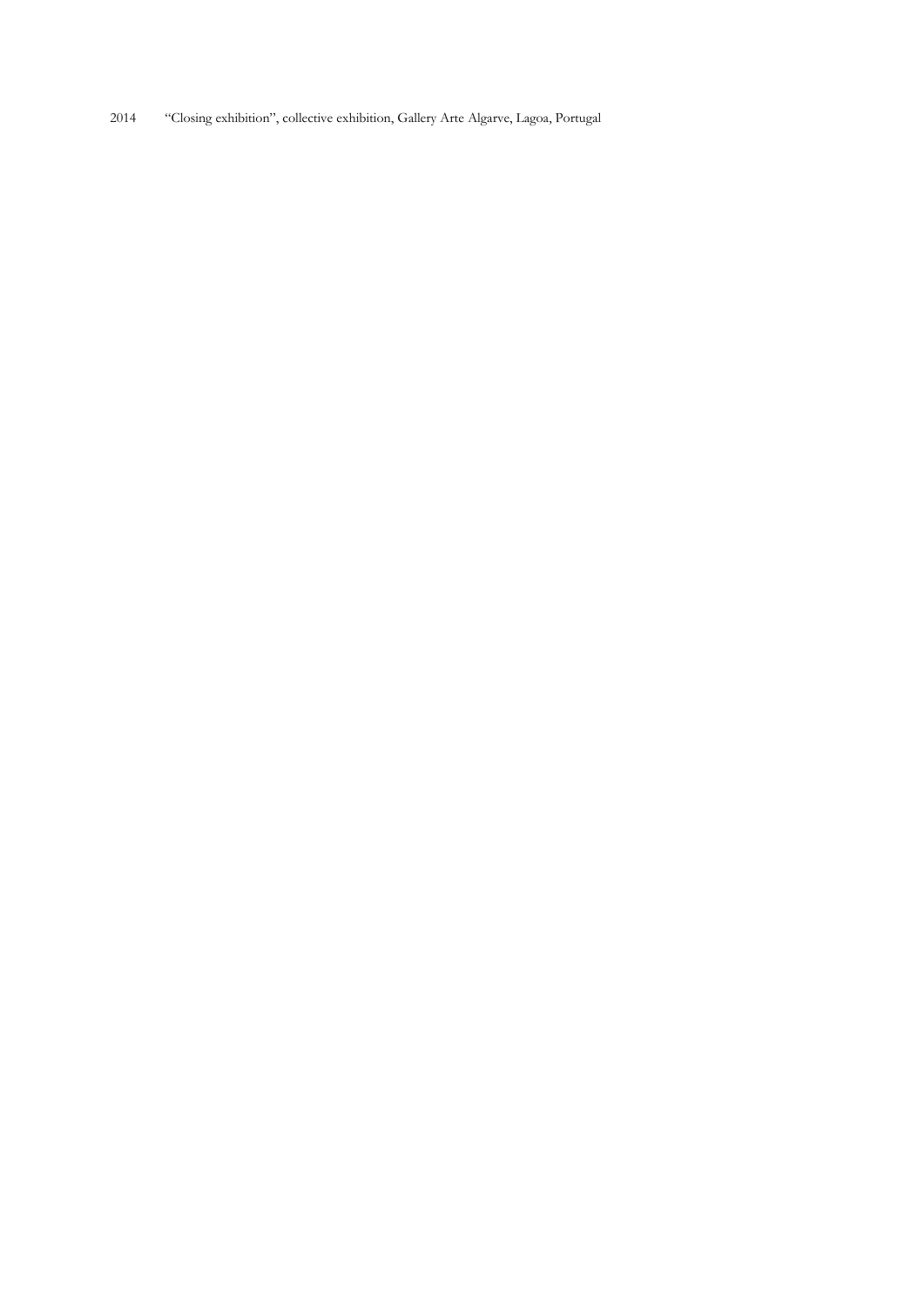2014 “Closing exhibition”, collective exhibition, Gallery Arte Algarve, Lagoa, Portugal